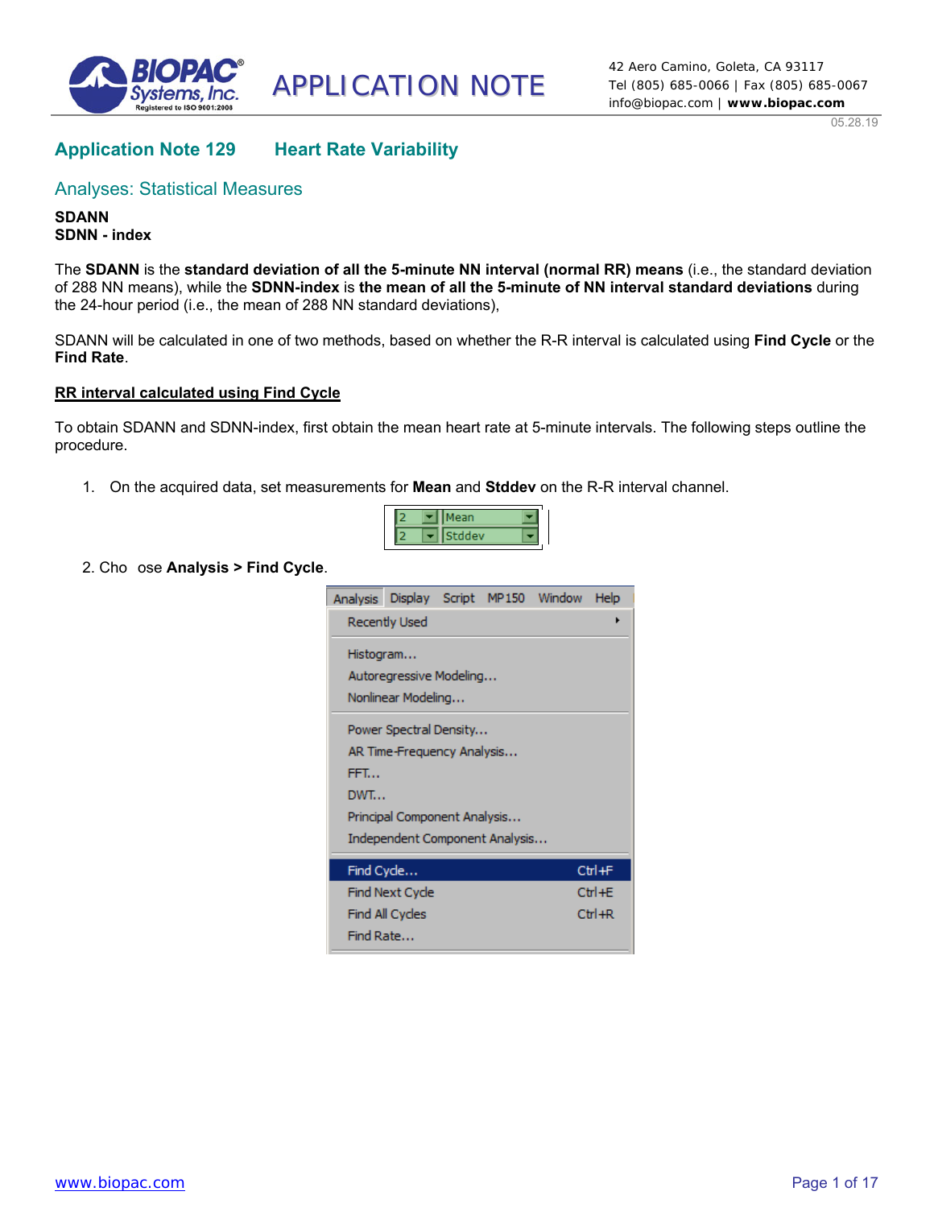APPLICATION NOTE

42 Aero Camino, Goleta, CA 93117
Tel (805) 685-0066 | Fax (805) 685-0067
info@biopac.com | **www.biopac.com**

05.28.19

## Application Note 129 Heart Rate Variability

### Analyses: Statistical Measures

**SDANN**
**SDNN - index**

The **SDANN** is the **standard deviation of all the 5-minute NN interval (normal RR) means** (i.e., the standard deviation of 288 NN means), while the **SDNN-index** is **the mean of all the 5-minute of NN interval standard deviations** during the 24-hour period (i.e., the mean of 288 NN standard deviations),

SDANN will be calculated in one of two methods, based on whether the R-R interval is calculated using **Find Cycle** or the **Find Rate**.

**RR interval calculated using Find Cycle**

To obtain SDANN and SDNN-index, first obtain the mean heart rate at 5-minute intervals. The following steps outline the procedure.

1. On the acquired data, set measurements for **Mean** and **Stddev** on the R-R interval channel.

2. Cho ose **Analysis > Find Cycle**.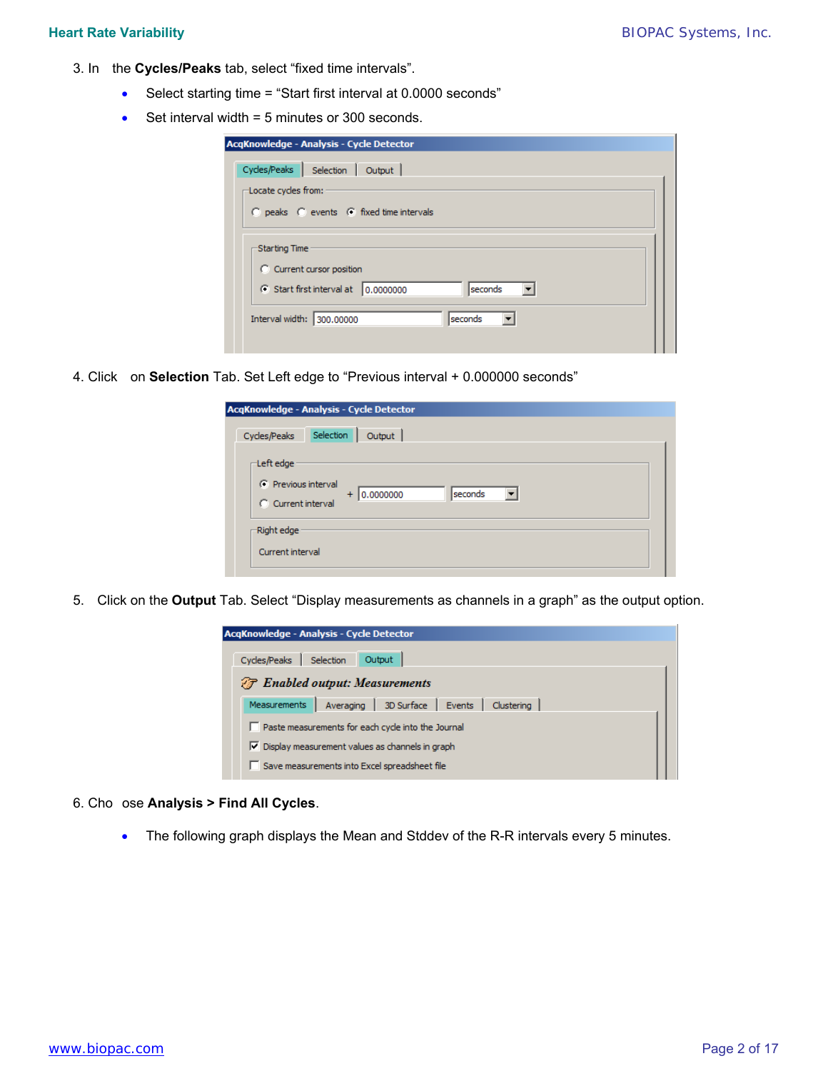3. In the **Cycles/Peaks** tab, select “fixed time intervals”.
   - Select starting time = “Start first interval at 0.0000 seconds”
   - Set interval width = 5 minutes or 300 seconds.

4. Click on **Selection** Tab. Set Left edge to “Previous interval + 0.000000 seconds”

5. Click on the **Output** Tab. Select “Display measurements as channels in a graph” as the output option.

6. Choose **Analysis > Find All Cycles**.
   - The following graph displays the Mean and Stddev of the R-R intervals every 5 minutes.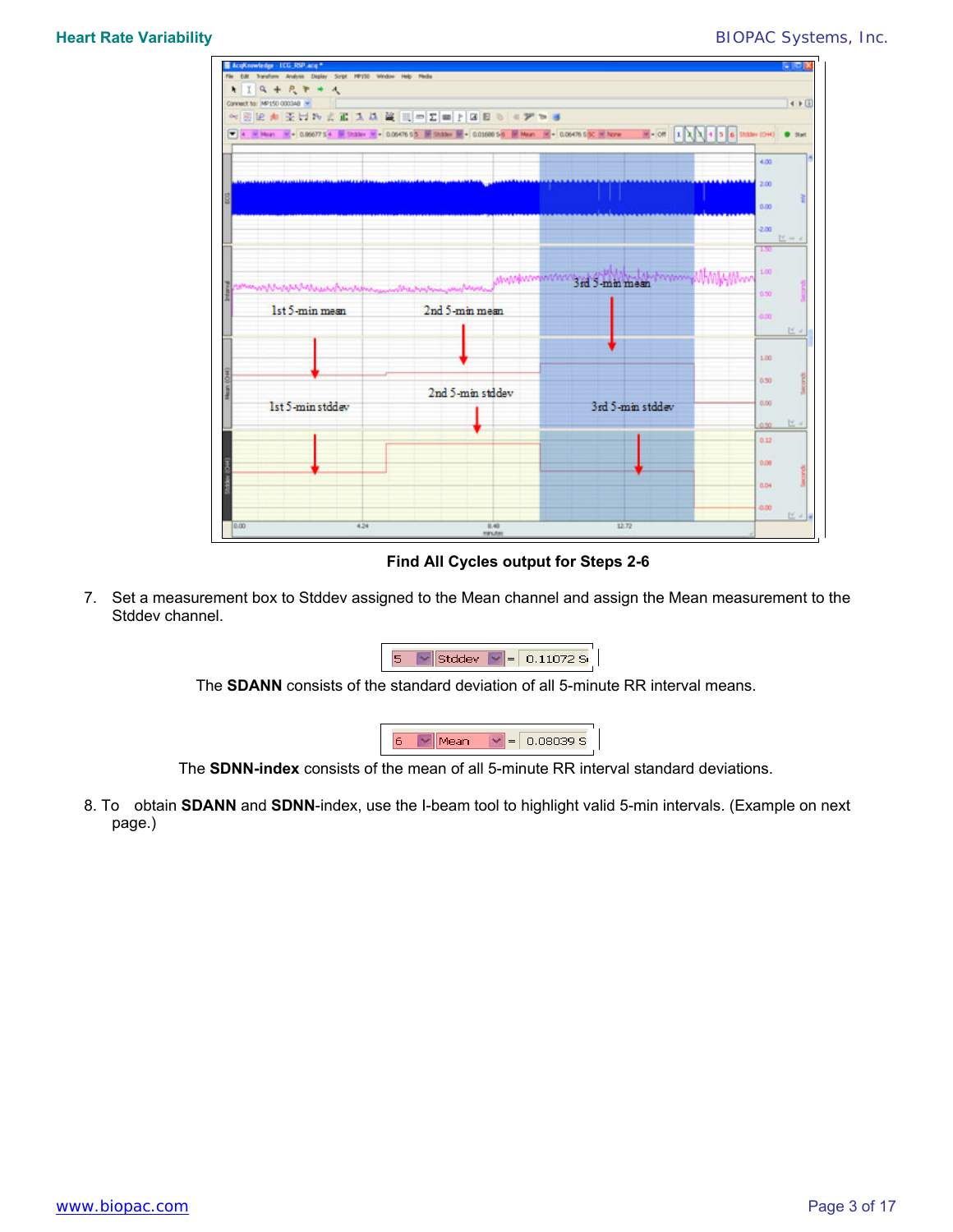**Find All Cycles output for Steps 2-6**

7. Set a measurement box to Stddev assigned to the Mean channel and assign the Mean measurement to the Stddev channel.

| 5 | Stddev | = | 0.11072 S |
|---|---|---|---|

The **SDANN** consists of the standard deviation of all 5-minute RR interval means.

| 6 | Mean | = | 0.08039 S |
|---|---|---|---|

The **SDNN-index** consists of the mean of all 5-minute RR interval standard deviations.

8. To obtain **SDANN** and **SDNN**-index, use the I-beam tool to highlight valid 5-min intervals. (Example on next page.)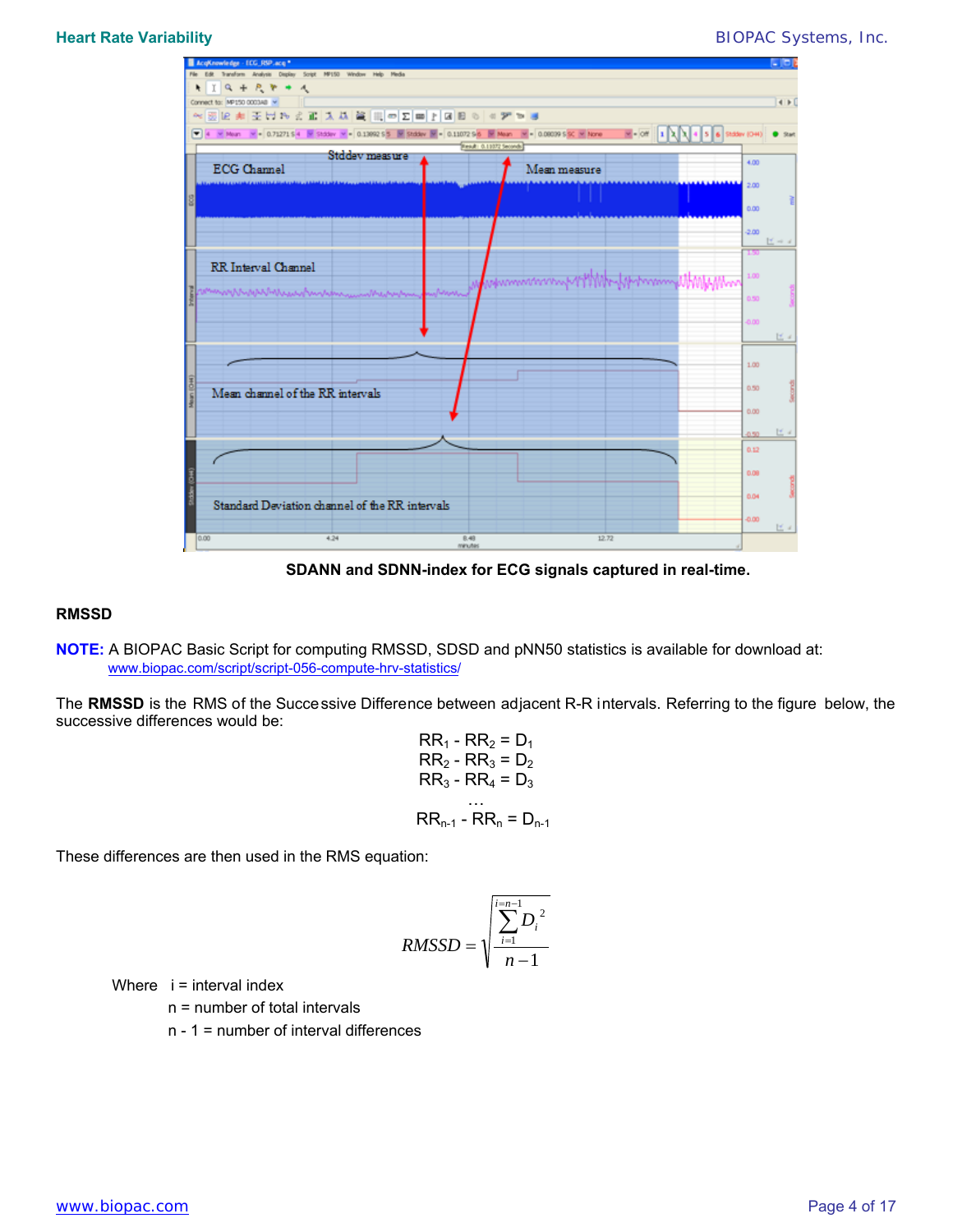SDANN and SDNN-index for ECG signals captured in real-time.

## RMSSD

**NOTE:** A BIOPAC Basic Script for computing RMSSD, SDSD and pNN50 statistics is available for download at: www.biopac.com/script/script-056-compute-hrv-statistics/

The **RMSSD** is the RMS of the Successive Difference between adjacent R-R intervals. Referring to the figure below, the successive differences would be:

$$RR_1 - RR_2 = D_1$$
$$RR_2 - RR_3 = D_2$$
$$RR_3 - RR_4 = D_3$$
$$\ldots$$
$$RR_{n-1} - RR_n = D_{n-1}$$

These differences are then used in the RMS equation:

$$RMSSD = \sqrt{\frac{\sum_{i=1}^{i=n-1} D_i^{\,2}}{n-1}}$$

Where i = interval index

n = number of total intervals

n - 1 = number of interval differences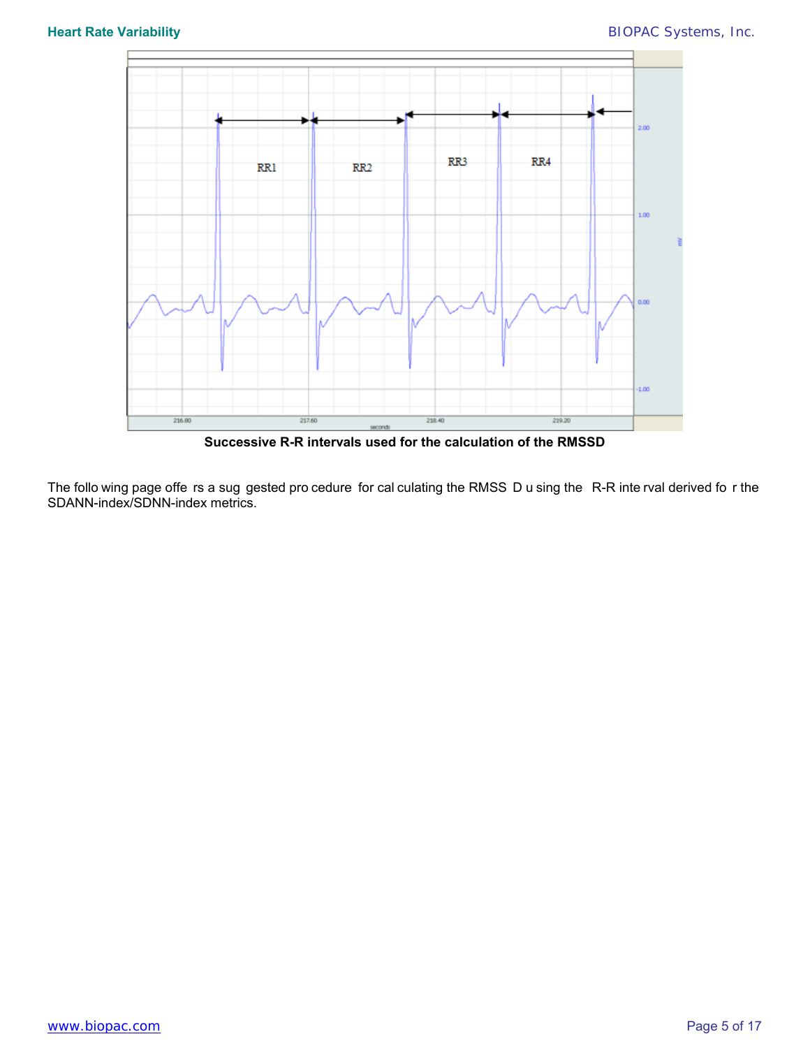Successive R-R intervals used for the calculation of the RMSSD

The following page offers a suggested procedure for calculating the RMSSD using the R-R interval derived for the SDANN-index/SDNN-index metrics.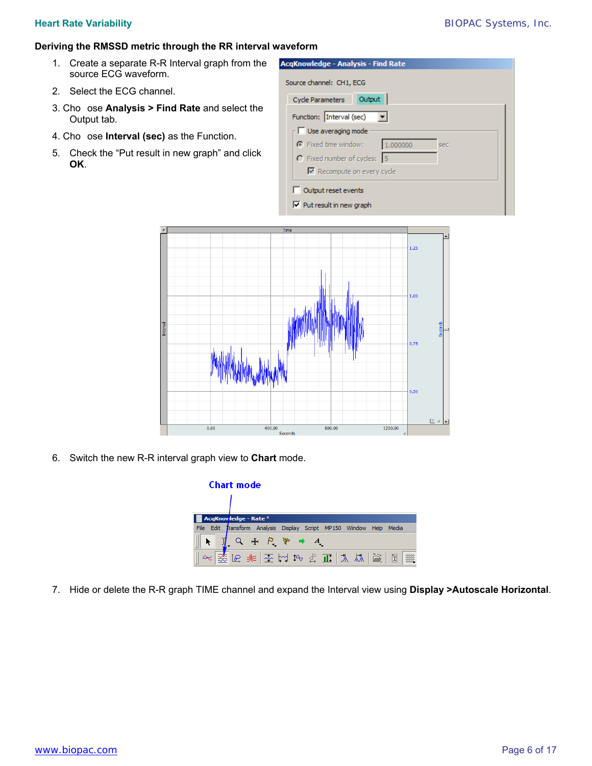### Deriving the RMSSD metric through the RR interval waveform

1. Create a separate R-R Interval graph from the source ECG waveform.
2. Select the ECG channel.
3. Choose **Analysis > Find Rate** and select the Output tab.
4. Choose **Interval (sec)** as the Function.
5. Check the "Put result in new graph" and click **OK**.
6. Switch the new R-R interval graph view to **Chart** mode.
7. Hide or delete the R-R graph TIME channel and expand the Interval view using **Display >Autoscale Horizontal**.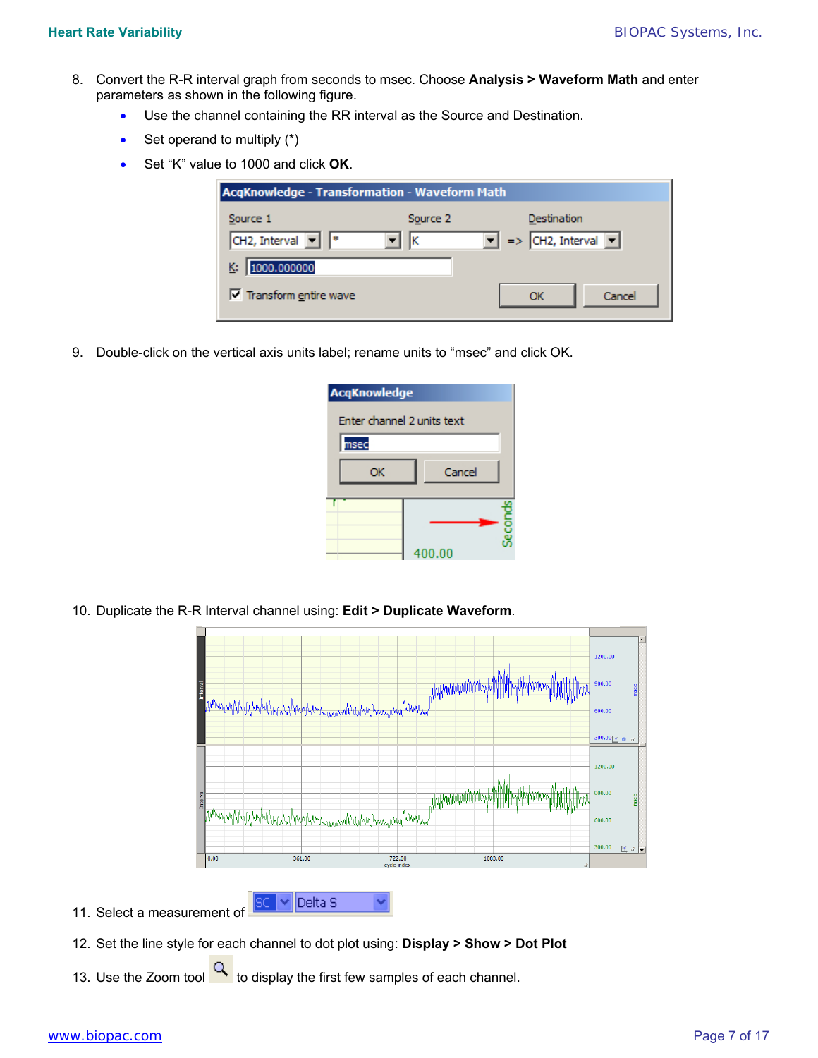8. Convert the R-R interval graph from seconds to msec. Choose **Analysis > Waveform Math** and enter parameters as shown in the following figure.
   - Use the channel containing the RR interval as the Source and Destination.
   - Set operand to multiply (*)
   - Set "K" value to 1000 and click **OK**.

9. Double-click on the vertical axis units label; rename units to "msec" and click OK.

10. Duplicate the R-R Interval channel using: **Edit > Duplicate Waveform**.

11. Select a measurement of

12. Set the line style for each channel to dot plot using: **Display > Show > Dot Plot**

13. Use the Zoom tool to display the first few samples of each channel.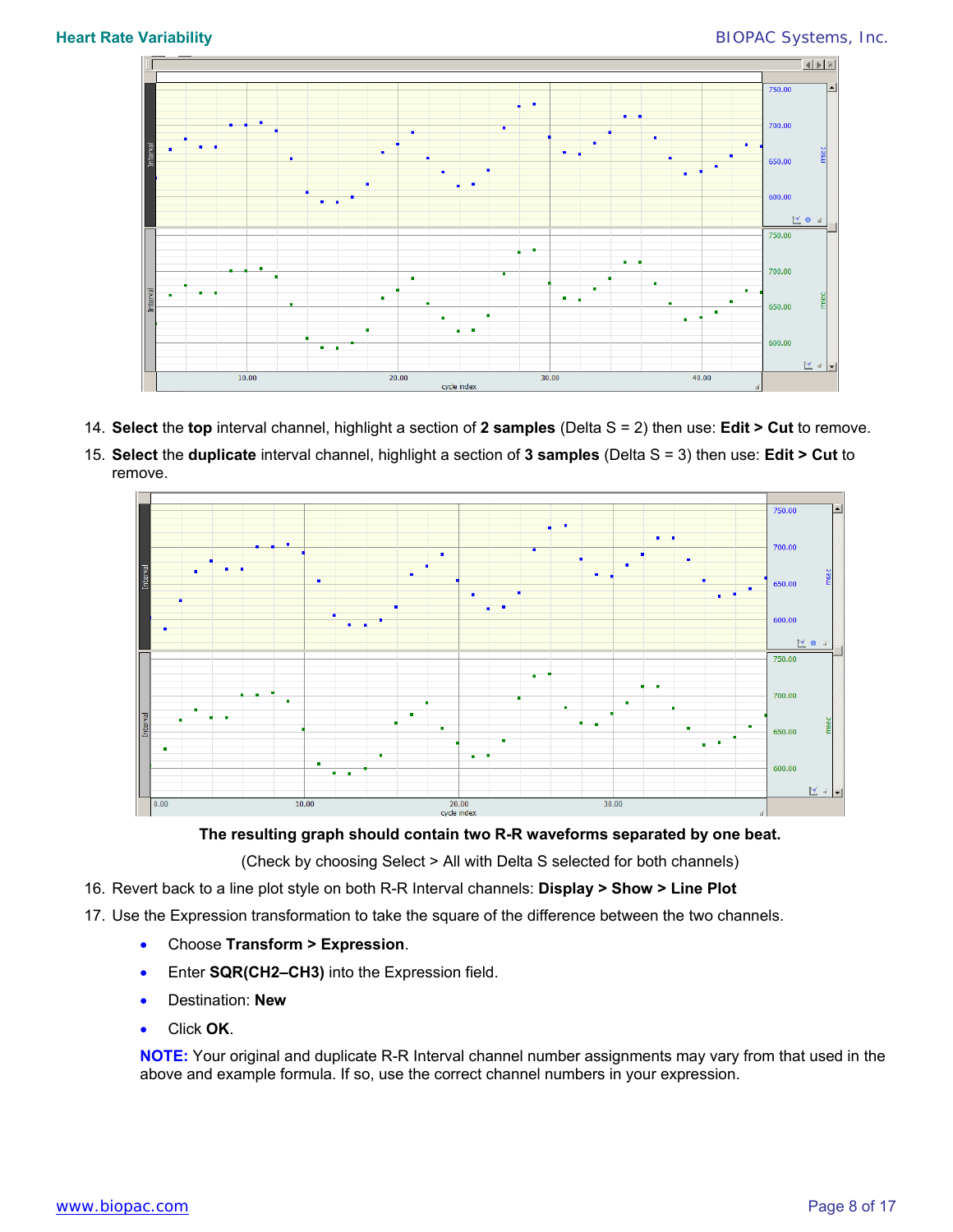14. **Select** the **top** interval channel, highlight a section of **2 samples** (Delta S = 2) then use: **Edit > Cut** to remove.
15. **Select** the **duplicate** interval channel, highlight a section of **3 samples** (Delta S = 3) then use: **Edit > Cut** to remove.

**The resulting graph should contain two R-R waveforms separated by one beat.**

(Check by choosing Select > All with Delta S selected for both channels)

16. Revert back to a line plot style on both R-R Interval channels: **Display > Show > Line Plot**
17. Use the Expression transformation to take the square of the difference between the two channels.
    - Choose **Transform > Expression**.
    - Enter **SQR(CH2–CH3)** into the Expression field.
    - Destination: **New**
    - Click **OK**.

    **NOTE:** Your original and duplicate R-R Interval channel number assignments may vary from that used in the above and example formula. If so, use the correct channel numbers in your expression.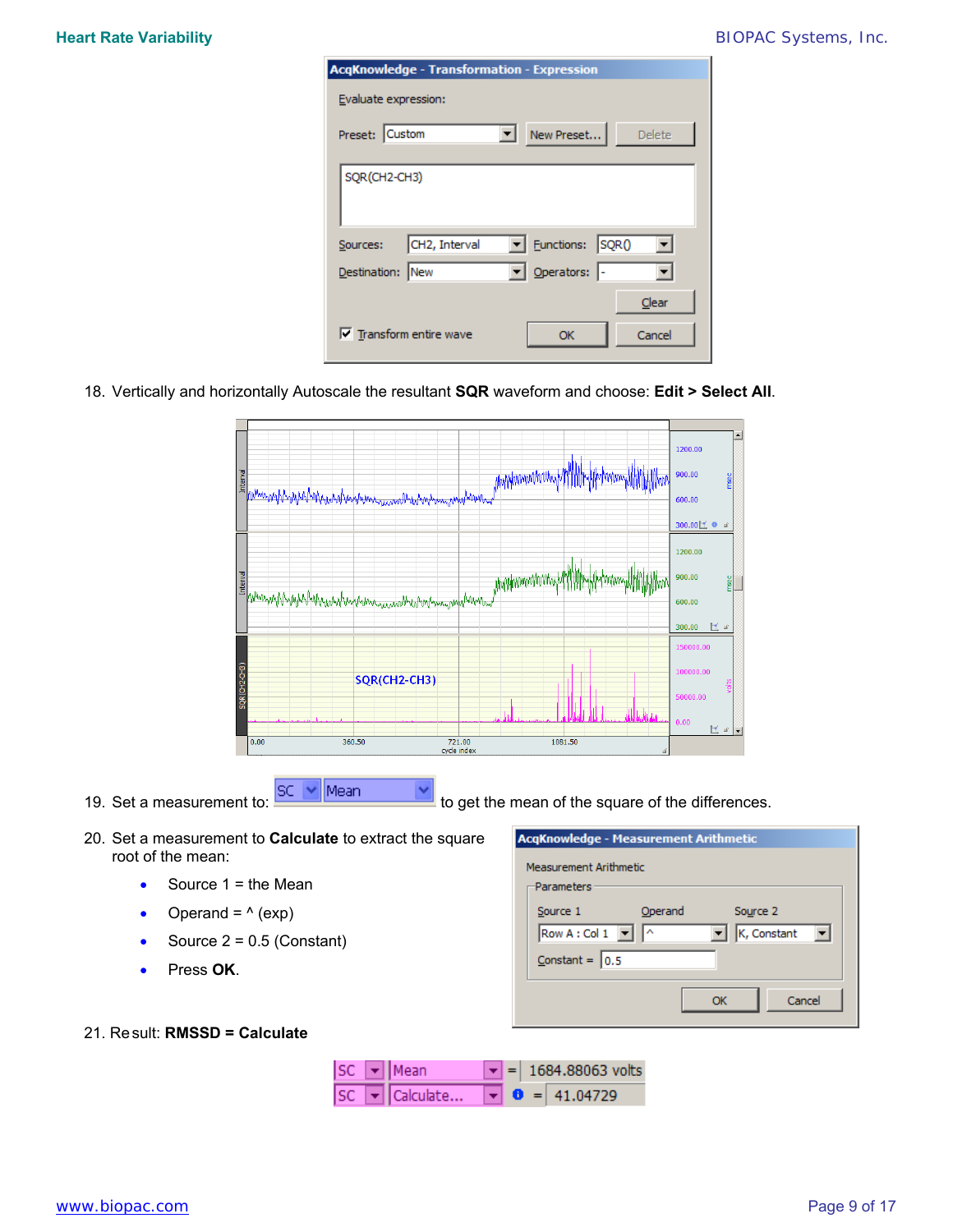18. Vertically and horizontally Autoscale the resultant **SQR** waveform and choose: **Edit > Select All**.

19. Set a measurement to: SC Mean to get the mean of the square of the differences.

20. Set a measurement to **Calculate** to extract the square root of the mean:
    - Source 1 = the Mean
    - Operand = ^ (exp)
    - Source 2 = 0.5 (Constant)
    - Press **OK**.

21. Result: **RMSSD = Calculate**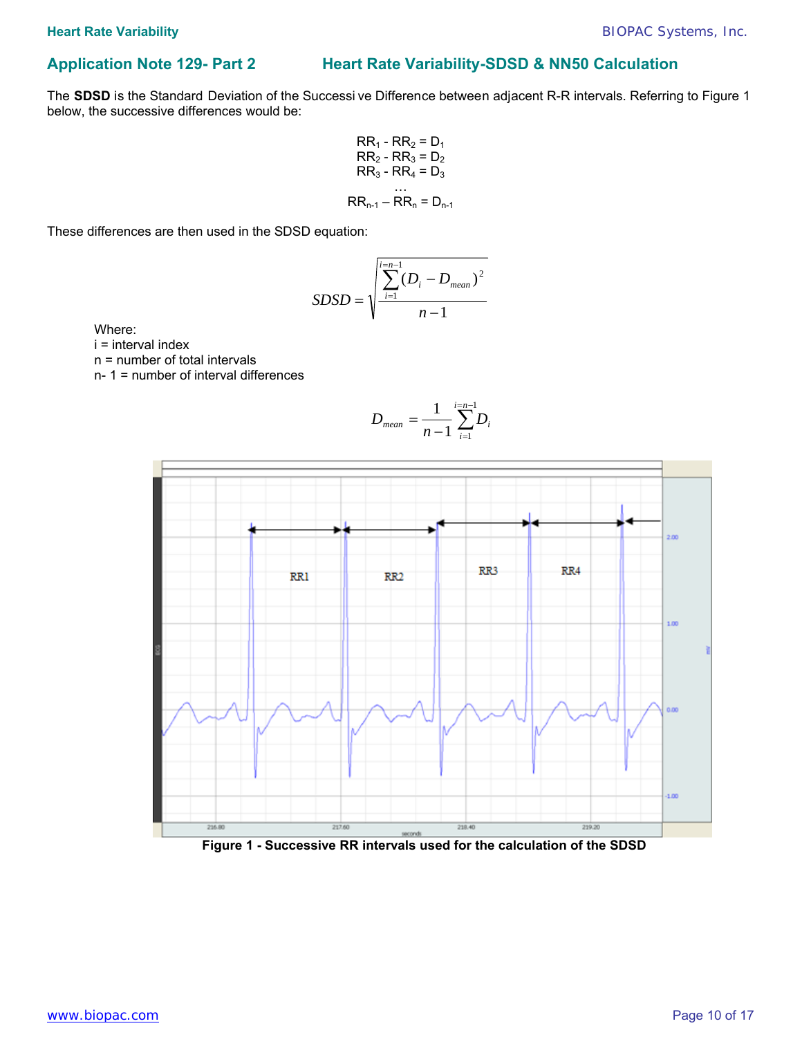## Application Note 129- Part 2 — Heart Rate Variability-SDSD & NN50 Calculation

The **SDSD** is the Standard Deviation of the Successive Difference between adjacent R-R intervals. Referring to Figure 1 below, the successive differences would be:

$$RR_1 - RR_2 = D_1$$
$$RR_2 - RR_3 = D_2$$
$$RR_3 - RR_4 = D_3$$
$$\ldots$$
$$RR_{n-1} - RR_n = D_{n-1}$$

These differences are then used in the SDSD equation:

$$SDSD = \sqrt{\frac{\sum_{i=1}^{i=n-1}(D_i - D_{mean})^2}{n-1}}$$

Where:
i = interval index
n = number of total intervals
n- 1 = number of interval differences

$$D_{mean} = \frac{1}{n-1}\sum_{i=1}^{i=n-1} D_i$$

**Figure 1 - Successive RR intervals used for the calculation of the SDSD**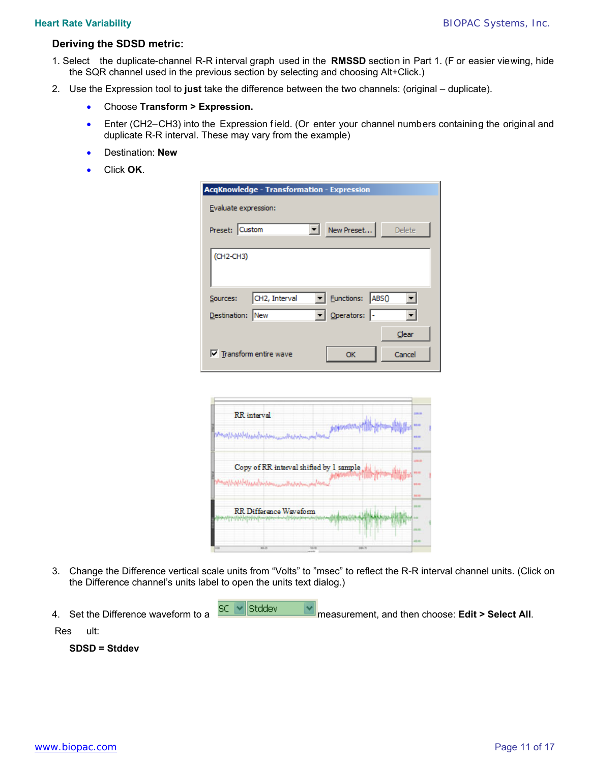### Deriving the SDSD metric:

1. Select the duplicate-channel R-R interval graph used in the **RMSSD** section in Part 1. (For easier viewing, hide the SQR channel used in the previous section by selecting and choosing Alt+Click.)

2. Use the Expression tool to **just** take the difference between the two channels: (original – duplicate).

   - Choose **Transform > Expression.**
   - Enter (CH2–CH3) into the Expression field. (Or enter your channel numbers containing the original and duplicate R-R interval. These may vary from the example)
   - Destination: **New**
   - Click **OK**.

3. Change the Difference vertical scale units from "Volts" to "msec" to reflect the R-R interval channel units. (Click on the Difference channel's units label to open the units text dialog.)

4. Set the Difference waveform to a SC Stddev measurement, and then choose: **Edit > Select All**.

Result:

**SDSD = Stddev**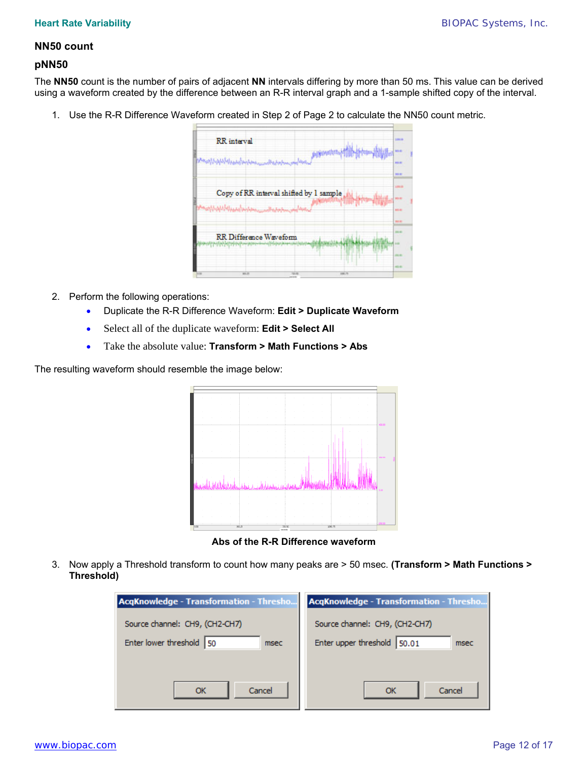## NN50 count

## pNN50

The **NN50** count is the number of pairs of adjacent **NN** intervals differing by more than 50 ms. This value can be derived using a waveform created by the difference between an R-R interval graph and a 1-sample shifted copy of the interval.

1. Use the R-R Difference Waveform created in Step 2 of Page 2 to calculate the NN50 count metric.

2. Perform the following operations:
   - Duplicate the R-R Difference Waveform: **Edit > Duplicate Waveform**
   - Select all of the duplicate waveform: **Edit > Select All**
   - Take the absolute value: **Transform > Math Functions > Abs**

The resulting waveform should resemble the image below:

**Abs of the R-R Difference waveform**

3. Now apply a Threshold transform to count how many peaks are > 50 msec. **(Transform > Math Functions > Threshold)**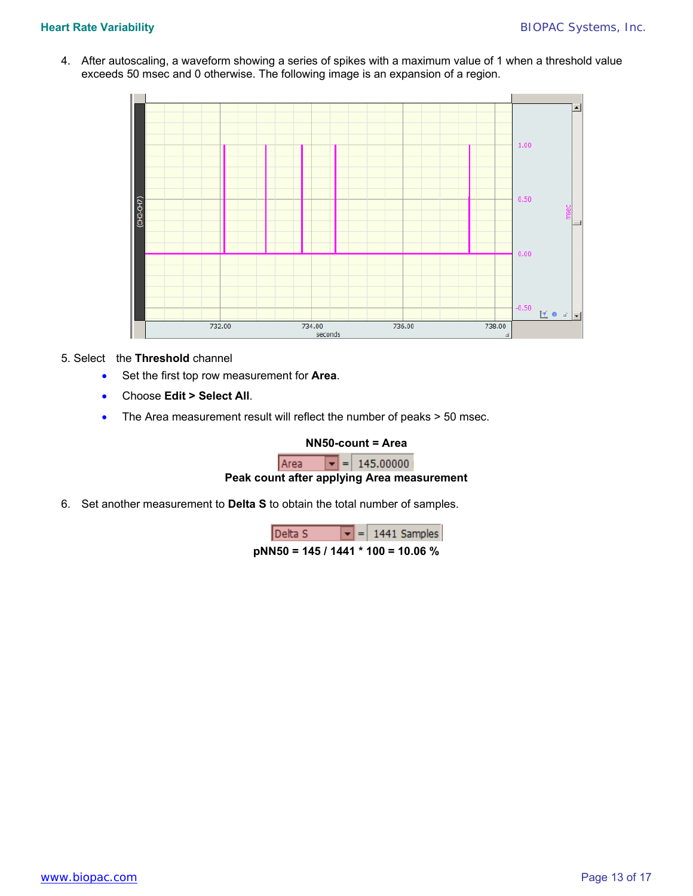4. After autoscaling, a waveform showing a series of spikes with a maximum value of 1 when a threshold value exceeds 50 msec and 0 otherwise. The following image is an expansion of a region.

5. Select the **Threshold** channel
   - Set the first top row measurement for **Area**.
   - Choose **Edit > Select All**.
   - The Area measurement result will reflect the number of peaks > 50 msec.

**NN50-count = Area**

Area = 145.00000

**Peak count after applying Area measurement**

6. Set another measurement to **Delta S** to obtain the total number of samples.

Delta S = 1441 Samples

**pNN50 = 145 / 1441 * 100 = 10.06 %**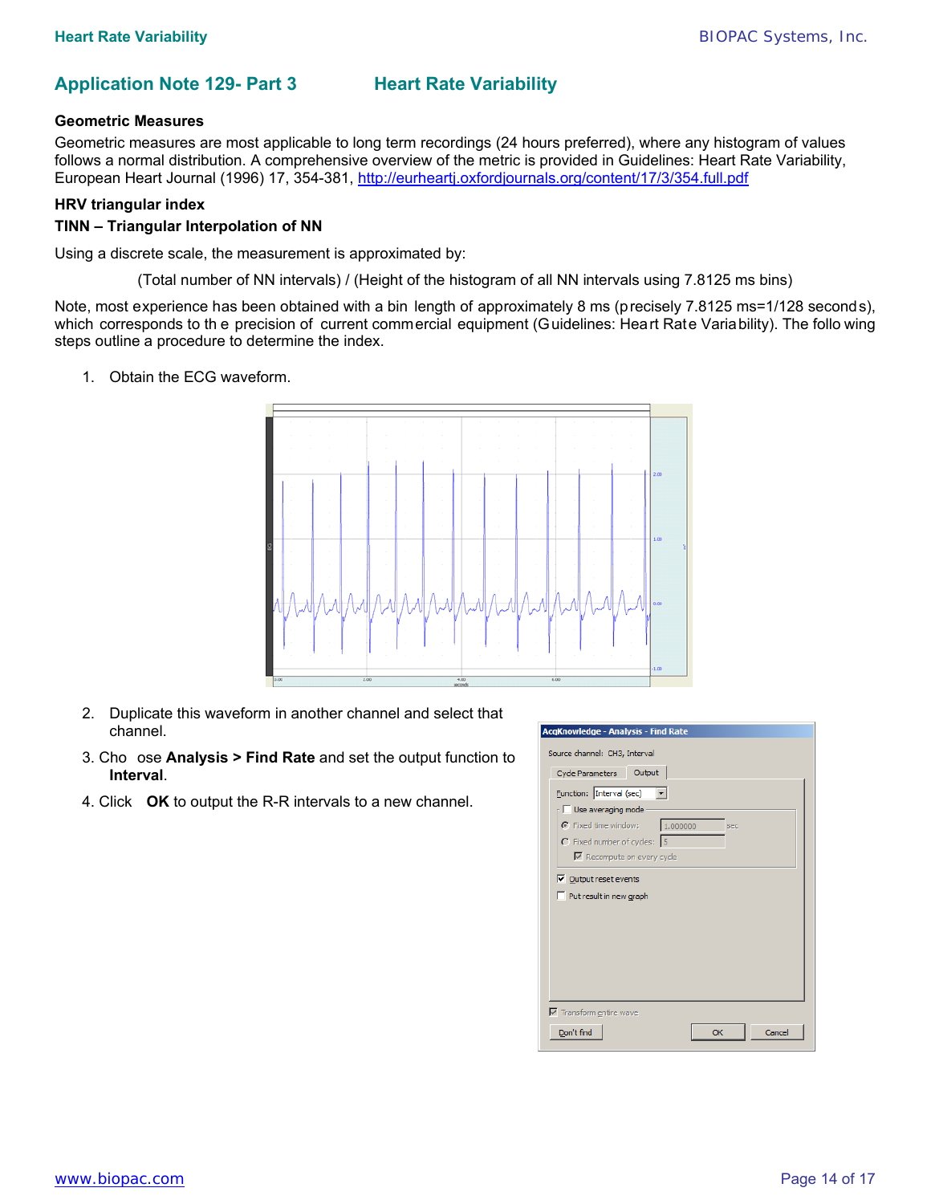## Application Note 129- Part 3 Heart Rate Variability

### Geometric Measures

Geometric measures are most applicable to long term recordings (24 hours preferred), where any histogram of values follows a normal distribution. A comprehensive overview of the metric is provided in Guidelines: Heart Rate Variability, European Heart Journal (1996) 17, 354-381, http://eurheartj.oxfordjournals.org/content/17/3/354.full.pdf

### HRV triangular index

### TINN – Triangular Interpolation of NN

Using a discrete scale, the measurement is approximated by:

(Total number of NN intervals) / (Height of the histogram of all NN intervals using 7.8125 ms bins)

Note, most experience has been obtained with a bin length of approximately 8 ms (precisely 7.8125 ms=1/128 seconds), which corresponds to the precision of current commercial equipment (Guidelines: Heart Rate Variability). The following steps outline a procedure to determine the index.

1. Obtain the ECG waveform.

2. Duplicate this waveform in another channel and select that channel.
3. Choose **Analysis > Find Rate** and set the output function to **Interval**.
4. Click **OK** to output the R-R intervals to a new channel.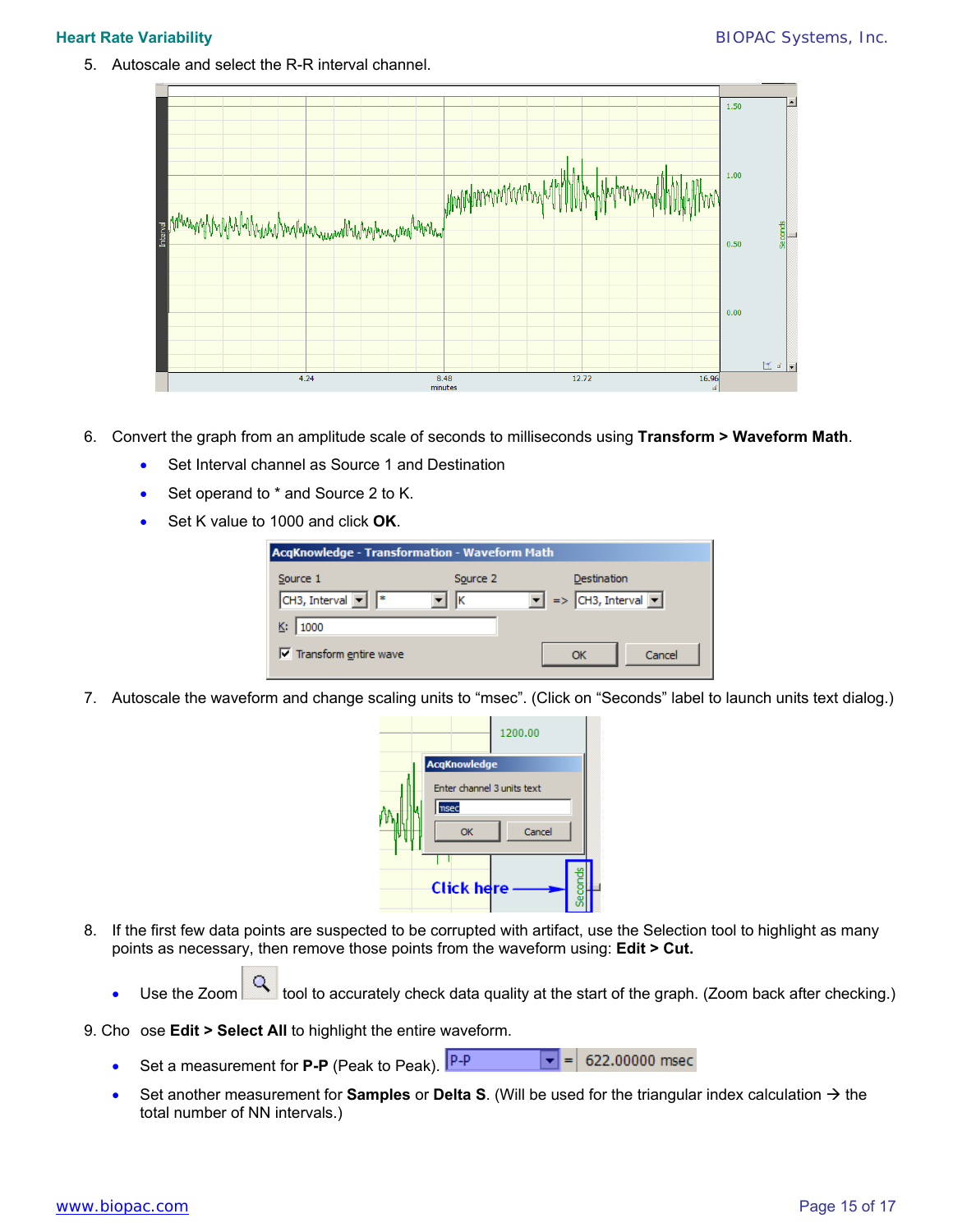5. Autoscale and select the R-R interval channel.

6. Convert the graph from an amplitude scale of seconds to milliseconds using **Transform > Waveform Math**.
   - Set Interval channel as Source 1 and Destination
   - Set operand to * and Source 2 to K.
   - Set K value to 1000 and click **OK**.

7. Autoscale the waveform and change scaling units to "msec". (Click on "Seconds" label to launch units text dialog.)

8. If the first few data points are suspected to be corrupted with artifact, use the Selection tool to highlight as many points as necessary, then remove those points from the waveform using: **Edit > Cut.**
   - Use the Zoom tool to accurately check data quality at the start of the graph. (Zoom back after checking.)

9. Choose **Edit > Select All** to highlight the entire waveform.
   - Set a measurement for **P-P** (Peak to Peak). P-P = 622.00000 msec
   - Set another measurement for **Samples** or **Delta S**. (Will be used for the triangular index calculation → the total number of NN intervals.)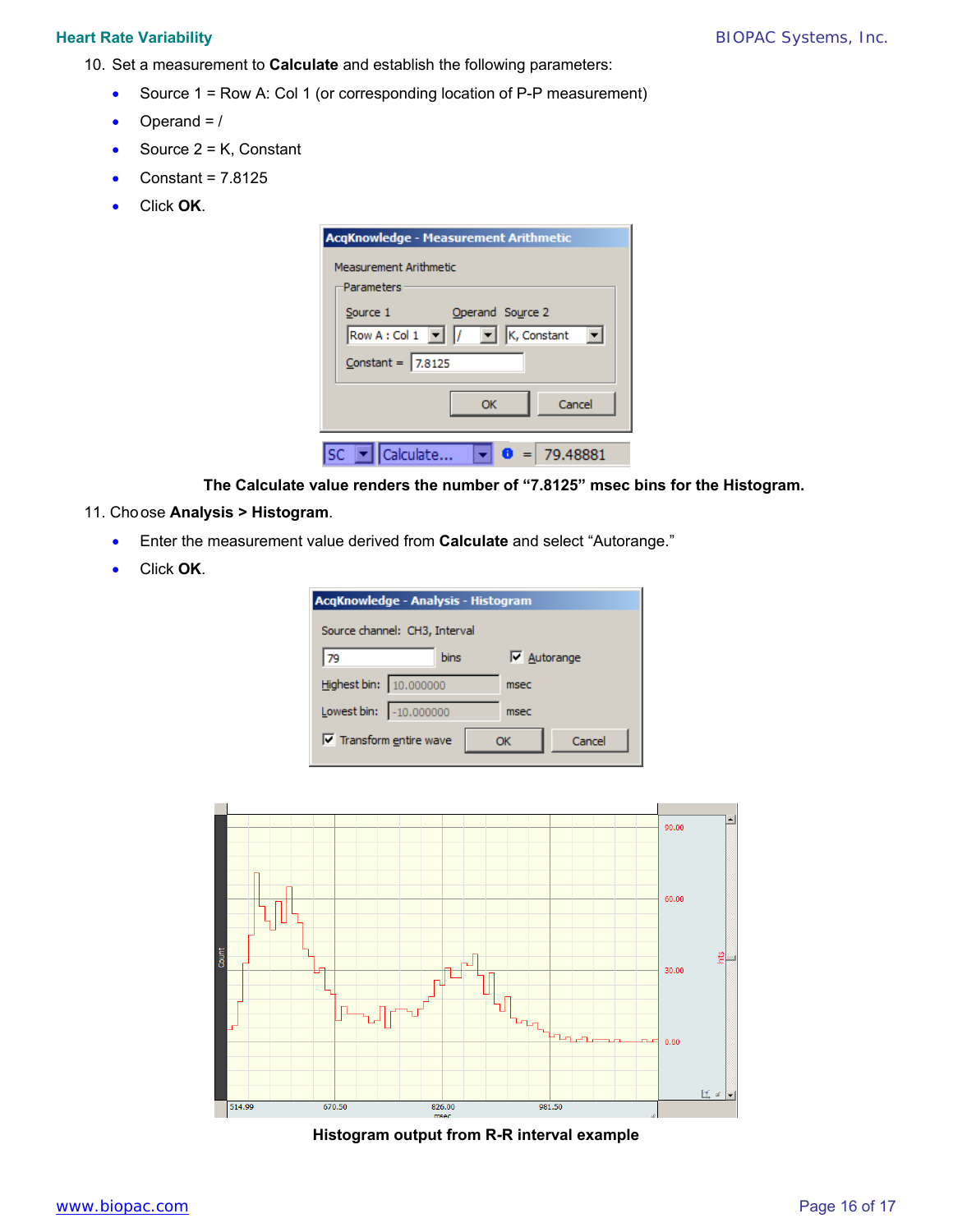10. Set a measurement to **Calculate** and establish the following parameters:
    - Source 1 = Row A: Col 1 (or corresponding location of P-P measurement)
    - Operand = /
    - Source 2 = K, Constant
    - Constant = 7.8125
    - Click **OK**.

**The Calculate value renders the number of "7.8125" msec bins for the Histogram.**

11. Choose **Analysis > Histogram**.
    - Enter the measurement value derived from **Calculate** and select "Autorange."
    - Click **OK**.

**Histogram output from R-R interval example**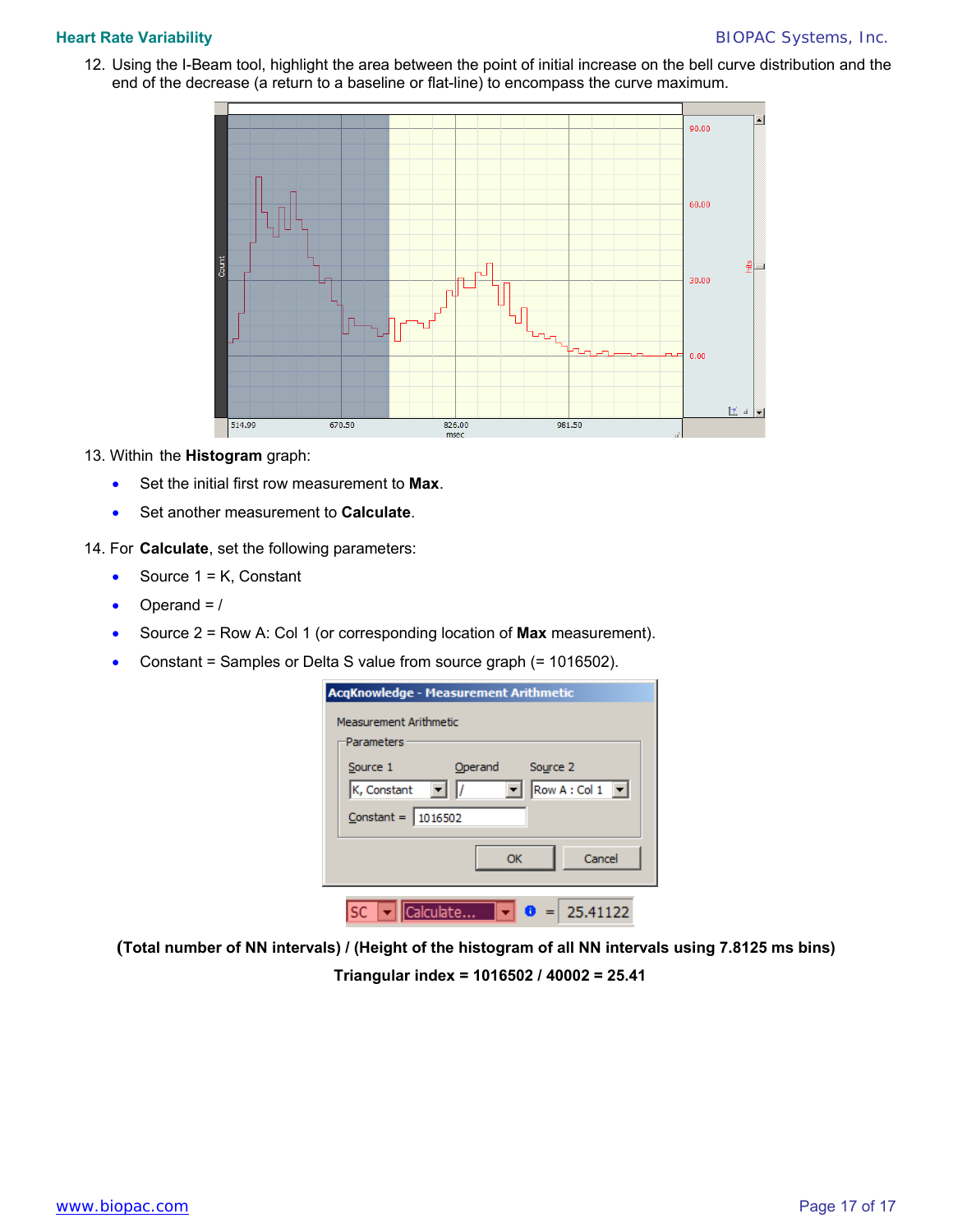12. Using the I-Beam tool, highlight the area between the point of initial increase on the bell curve distribution and the end of the decrease (a return to a baseline or flat-line) to encompass the curve maximum.

Count

90.00

60.00

30.00

0.00

514.99

670.50

826.00

981.50

msec

13. Within the **Histogram** graph:

- Set the initial first row measurement to **Max**.
- Set another measurement to **Calculate**.

14. For **Calculate**, set the following parameters:

- Source 1 = K, Constant
- Operand = /
- Source 2 = Row A: Col 1 (or corresponding location of **Max** measurement).
- Constant = Samples or Delta S value from source graph (= 1016502).

AcqKnowledge - Measurement Arithmetic

Measurement Arithmetic

Parameters

Source 1 | Operand | Source 2

K, Constant | / | Row A : Col 1

Constant = 1016502

OK | Cancel

SC | Calculate... | = 25.41122

**(Total number of NN intervals) / (Height of the histogram of all NN intervals using 7.8125 ms bins)**

**Triangular index = 1016502 / 40002 = 25.41**